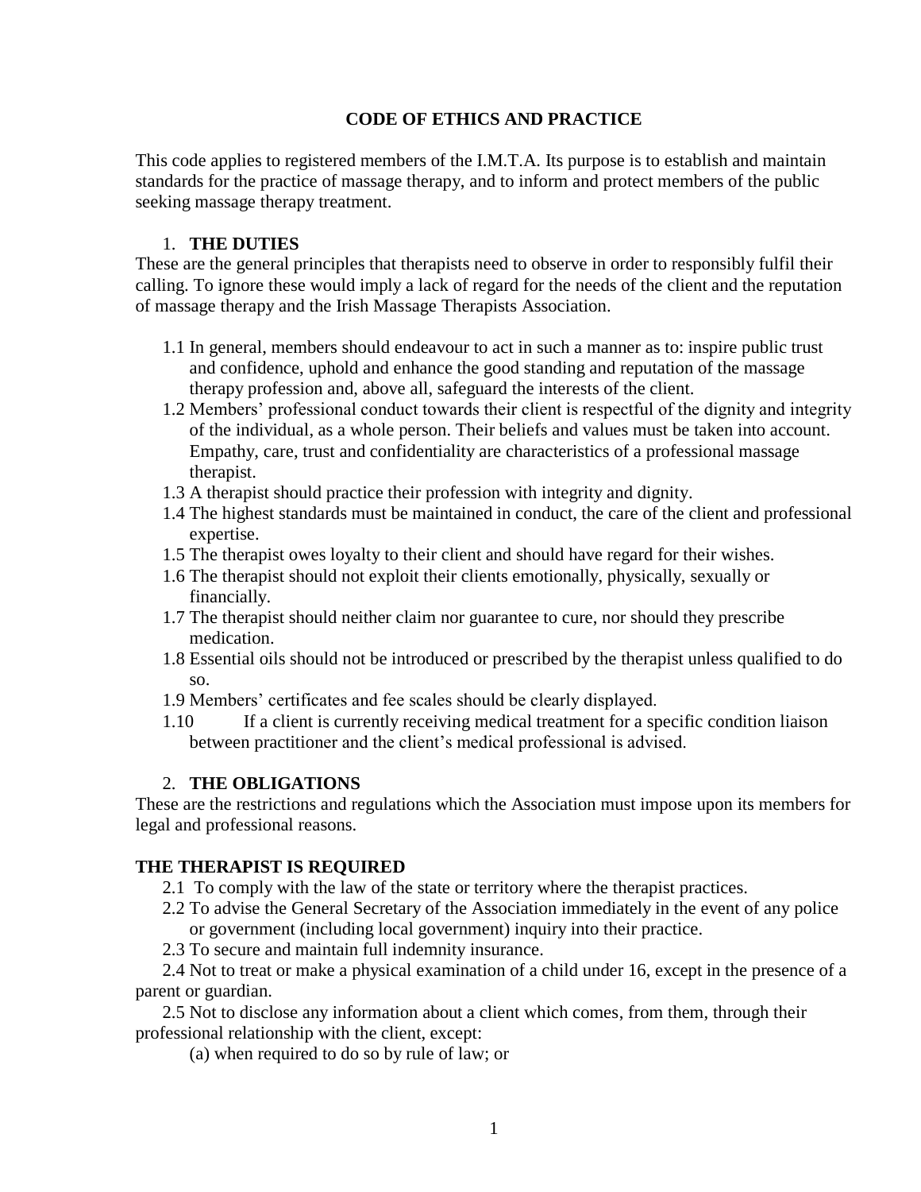# CODE OF ETHICS AND PRACTICE

This code applies to registered members of the I.M.T.A. Its purpose is to establish and maintain standards for the practice of massage therapy, and to inform and protect members of the public seeking massage therapy treatment.

## 1. THE DUTIES

These are the general principles that therapists need to observe in order to responsibly fulfil their calling. To ignore these would imply a lack of regard for the needs of the client and the reputation of massage therapy and the Irish Massage Therapists Association.

1.1 In general, members should endeavour to act in such a manner as to: inspire public trust and confidence, uphold and enhance the good standing and reputation of the massage therapy profession and, above all, safeguard the interests of the client.

1.2 Members' professional conduct towards their client is respectful of the dignity and integrity of the individual, as a whole person. Their beliefs and values must be taken into account. Empathy, care, trust and confidentiality are characteristics of a professional massage therapist.

1.3 A therapist should practice their profession with integrity and dignity.

1.4 The highest standards must be maintained in conduct, the care of the client and professional expertise.

1.5 The therapist owes loyalty to their client and should have regard for their wishes.

1.6 The therapist should not exploit their clients emotionally, physically, sexually or financially.

1.7 The therapist should neither claim nor guarantee to cure, nor should they prescribe medication.

1.8 Essential oils should not be introduced or prescribed by the therapist unless qualified to do so.

1.9 Members' certificates and fee scales should be clearly displayed.

1.10 If a client is currently receiving medical treatment for a specific condition liaison between practitioner and the client's medical professional is advised.

## 2. THE OBLIGATIONS

These are the restrictions and regulations which the Association must impose upon its members for legal and professional reasons.

### THE THERAPIST IS REQUIRED

2.1 To comply with the law of the state or territory where the therapist practices.

2.2 To advise the General Secretary of the Association immediately in the event of any police or government (including local government) inquiry into their practice.

2.3 To secure and maintain full indemnity insurance.

2.4 Not to treat or make a physical examination of a child under 16, except in the presence of a parent or guardian.

2.5 Not to disclose any information about a client which comes, from them, through their professional relationship with the client, except:

(a) when required to do so by rule of law; or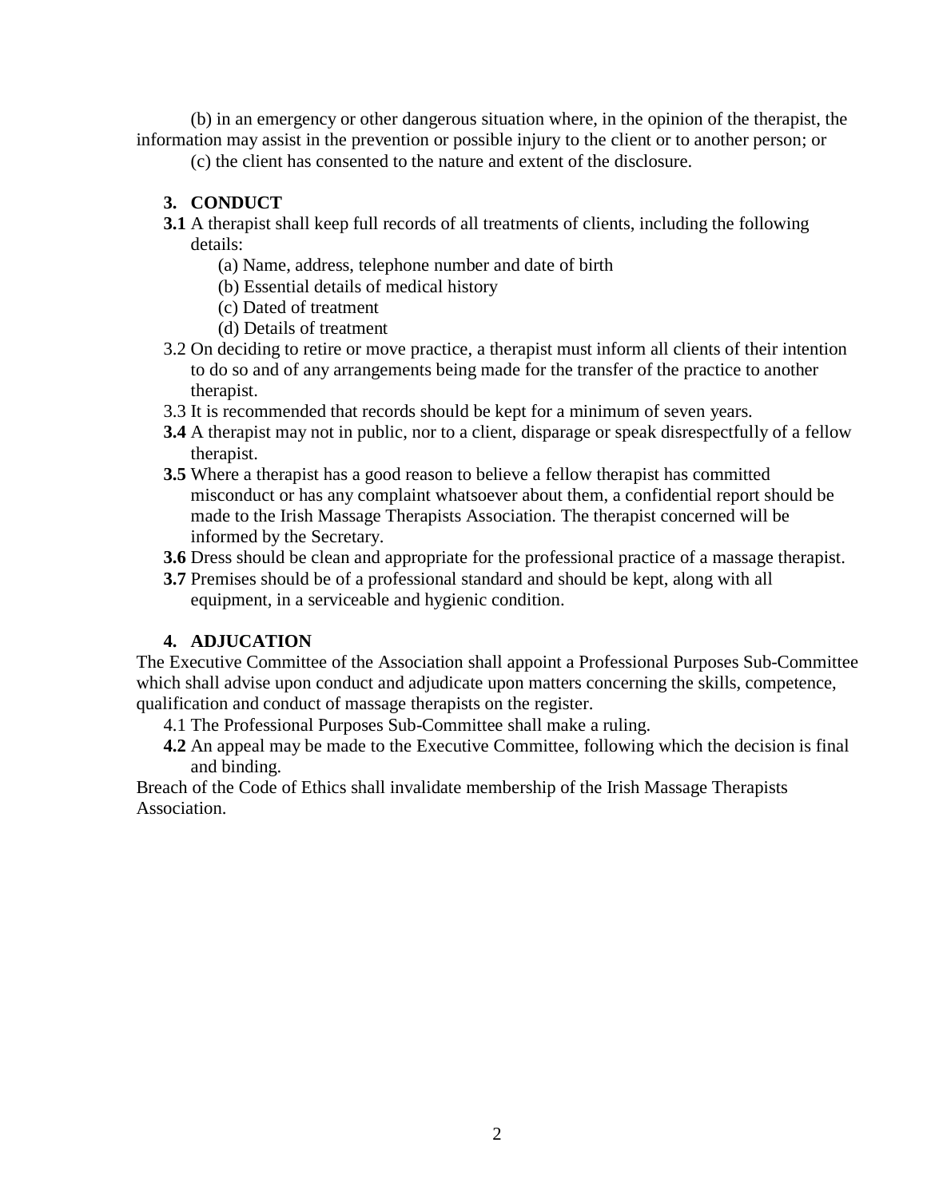(b) in an emergency or other dangerous situation where, in the opinion of the therapist, the information may assist in the prevention or possible injury to the client or to another person; or

(c) the client has consented to the nature and extent of the disclosure.

## 3. CONDUCT

**3.1** A therapist shall keep full records of all treatments of clients, including the following details:

(a) Name, address, telephone number and date of birth
(b) Essential details of medical history
(c) Dated of treatment
(d) Details of treatment

3.2 On deciding to retire or move practice, a therapist must inform all clients of their intention to do so and of any arrangements being made for the transfer of the practice to another therapist.

3.3 It is recommended that records should be kept for a minimum of seven years.

**3.4** A therapist may not in public, nor to a client, disparage or speak disrespectfully of a fellow therapist.

**3.5** Where a therapist has a good reason to believe a fellow therapist has committed misconduct or has any complaint whatsoever about them, a confidential report should be made to the Irish Massage Therapists Association. The therapist concerned will be informed by the Secretary.

**3.6** Dress should be clean and appropriate for the professional practice of a massage therapist.

**3.7** Premises should be of a professional standard and should be kept, along with all equipment, in a serviceable and hygienic condition.

## 4. ADJUCATION

The Executive Committee of the Association shall appoint a Professional Purposes Sub-Committee which shall advise upon conduct and adjudicate upon matters concerning the skills, competence, qualification and conduct of massage therapists on the register.

4.1 The Professional Purposes Sub-Committee shall make a ruling.

**4.2** An appeal may be made to the Executive Committee, following which the decision is final and binding.

Breach of the Code of Ethics shall invalidate membership of the Irish Massage Therapists Association.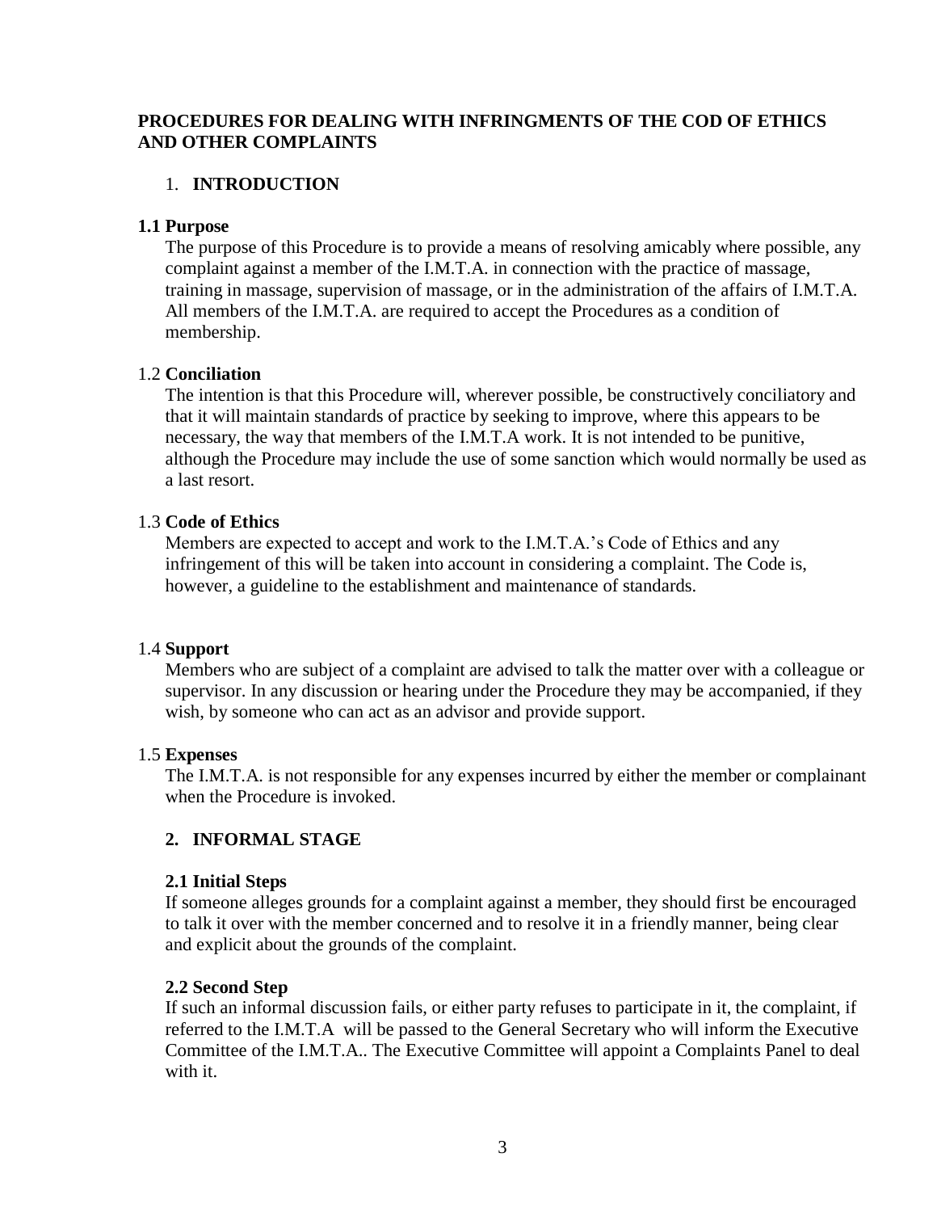## PROCEDURES FOR DEALING WITH INFRINGMENTS OF THE COD OF ETHICS AND OTHER COMPLAINTS

### 1. INTRODUCTION

**1.1 Purpose**

The purpose of this Procedure is to provide a means of resolving amicably where possible, any complaint against a member of the I.M.T.A. in connection with the practice of massage, training in massage, supervision of massage, or in the administration of the affairs of I.M.T.A. All members of the I.M.T.A. are required to accept the Procedures as a condition of membership.

1.2 **Conciliation**

The intention is that this Procedure will, wherever possible, be constructively conciliatory and that it will maintain standards of practice by seeking to improve, where this appears to be necessary, the way that members of the I.M.T.A work. It is not intended to be punitive, although the Procedure may include the use of some sanction which would normally be used as a last resort.

1.3 **Code of Ethics**

Members are expected to accept and work to the I.M.T.A.'s Code of Ethics and any infringement of this will be taken into account in considering a complaint. The Code is, however, a guideline to the establishment and maintenance of standards.

1.4 **Support**

Members who are subject of a complaint are advised to talk the matter over with a colleague or supervisor. In any discussion or hearing under the Procedure they may be accompanied, if they wish, by someone who can act as an advisor and provide support.

1.5 **Expenses**

The I.M.T.A. is not responsible for any expenses incurred by either the member or complainant when the Procedure is invoked.

### 2. INFORMAL STAGE

**2.1 Initial Steps**

If someone alleges grounds for a complaint against a member, they should first be encouraged to talk it over with the member concerned and to resolve it in a friendly manner, being clear and explicit about the grounds of the complaint.

**2.2 Second Step**

If such an informal discussion fails, or either party refuses to participate in it, the complaint, if referred to the I.M.T.A will be passed to the General Secretary who will inform the Executive Committee of the I.M.T.A.. The Executive Committee will appoint a Complaints Panel to deal with it.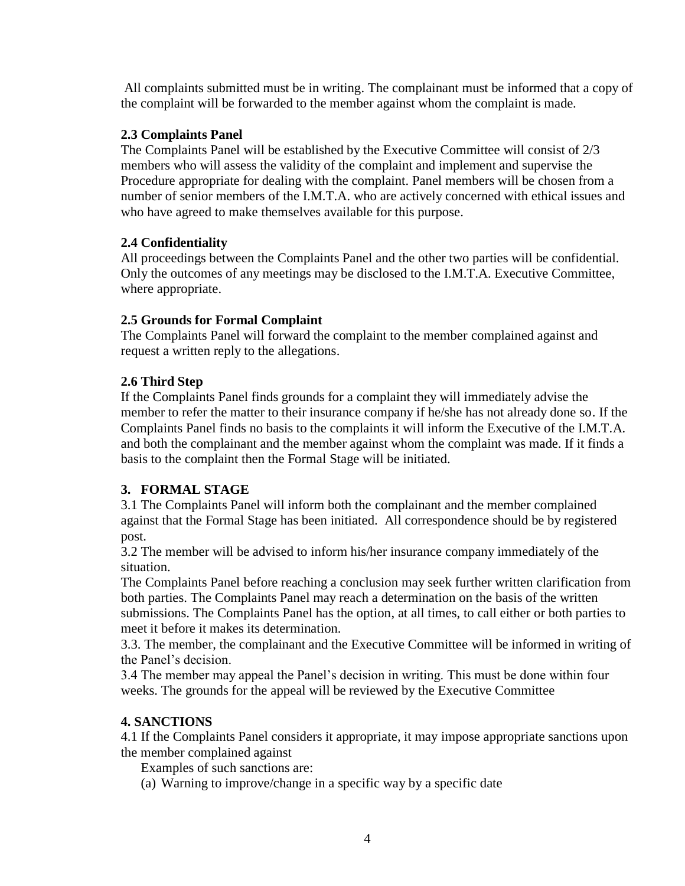All complaints submitted must be in writing. The complainant must be informed that a copy of the complaint will be forwarded to the member against whom the complaint is made.

### 2.3 Complaints Panel

The Complaints Panel will be established by the Executive Committee will consist of 2/3 members who will assess the validity of the complaint and implement and supervise the Procedure appropriate for dealing with the complaint. Panel members will be chosen from a number of senior members of the I.M.T.A. who are actively concerned with ethical issues and who have agreed to make themselves available for this purpose.

### 2.4 Confidentiality

All proceedings between the Complaints Panel and the other two parties will be confidential. Only the outcomes of any meetings may be disclosed to the I.M.T.A. Executive Committee, where appropriate.

### 2.5 Grounds for Formal Complaint

The Complaints Panel will forward the complaint to the member complained against and request a written reply to the allegations.

### 2.6 Third Step

If the Complaints Panel finds grounds for a complaint they will immediately advise the member to refer the matter to their insurance company if he/she has not already done so. If the Complaints Panel finds no basis to the complaints it will inform the Executive of the I.M.T.A. and both the complainant and the member against whom the complaint was made. If it finds a basis to the complaint then the Formal Stage will be initiated.

## 3. FORMAL STAGE

3.1 The Complaints Panel will inform both the complainant and the member complained against that the Formal Stage has been initiated. All correspondence should be by registered post.

3.2 The member will be advised to inform his/her insurance company immediately of the situation.

The Complaints Panel before reaching a conclusion may seek further written clarification from both parties. The Complaints Panel may reach a determination on the basis of the written submissions. The Complaints Panel has the option, at all times, to call either or both parties to meet it before it makes its determination.

3.3. The member, the complainant and the Executive Committee will be informed in writing of the Panel's decision.

3.4 The member may appeal the Panel's decision in writing. This must be done within four weeks. The grounds for the appeal will be reviewed by the Executive Committee

## 4. SANCTIONS

4.1 If the Complaints Panel considers it appropriate, it may impose appropriate sanctions upon the member complained against

Examples of such sanctions are:

(a) Warning to improve/change in a specific way by a specific date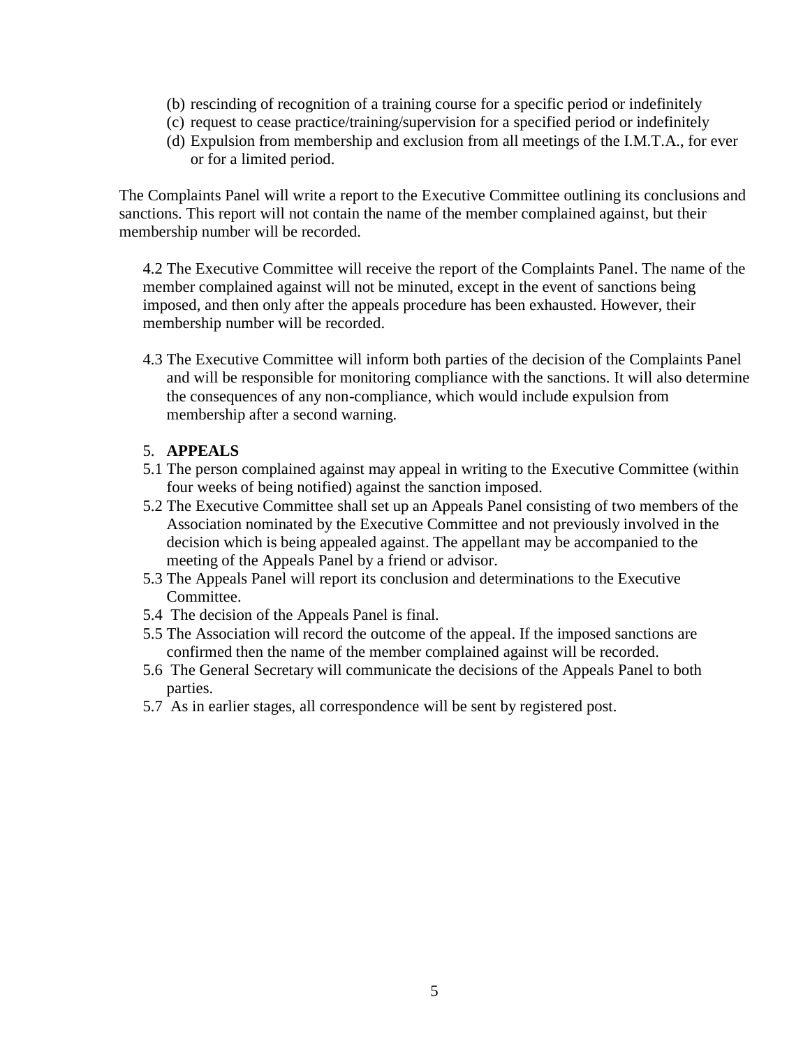(b) rescinding of recognition of a training course for a specific period or indefinitely
(c) request to cease practice/training/supervision for a specified period or indefinitely
(d) Expulsion from membership and exclusion from all meetings of the I.M.T.A., for ever or for a limited period.

The Complaints Panel will write a report to the Executive Committee outlining its conclusions and sanctions. This report will not contain the name of the member complained against, but their membership number will be recorded.

4.2 The Executive Committee will receive the report of the Complaints Panel. The name of the member complained against will not be minuted, except in the event of sanctions being imposed, and then only after the appeals procedure has been exhausted. However, their membership number will be recorded.

4.3 The Executive Committee will inform both parties of the decision of the Complaints Panel and will be responsible for monitoring compliance with the sanctions. It will also determine the consequences of any non-compliance, which would include expulsion from membership after a second warning.

## 5. APPEALS

5.1 The person complained against may appeal in writing to the Executive Committee (within four weeks of being notified) against the sanction imposed.

5.2 The Executive Committee shall set up an Appeals Panel consisting of two members of the Association nominated by the Executive Committee and not previously involved in the decision which is being appealed against. The appellant may be accompanied to the meeting of the Appeals Panel by a friend or advisor.

5.3 The Appeals Panel will report its conclusion and determinations to the Executive Committee.

5.4 The decision of the Appeals Panel is final.

5.5 The Association will record the outcome of the appeal. If the imposed sanctions are confirmed then the name of the member complained against will be recorded.

5.6 The General Secretary will communicate the decisions of the Appeals Panel to both parties.

5.7 As in earlier stages, all correspondence will be sent by registered post.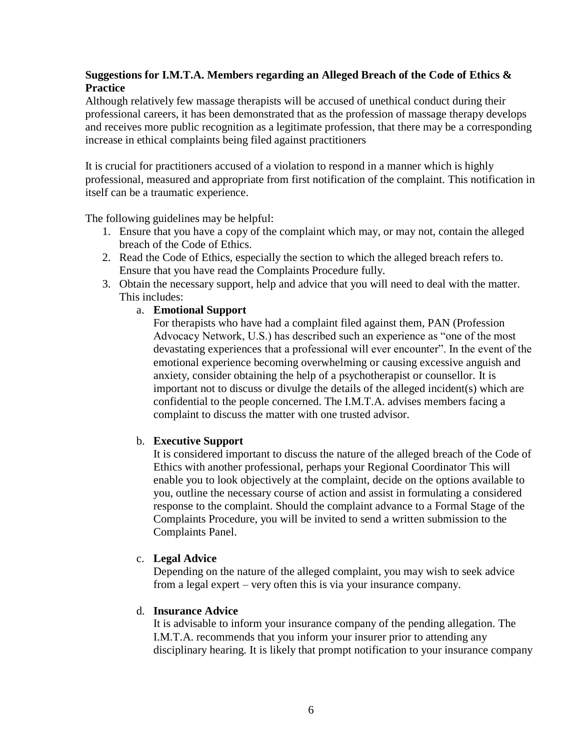**Suggestions for I.M.T.A. Members regarding an Alleged Breach of the Code of Ethics & Practice**

Although relatively few massage therapists will be accused of unethical conduct during their professional careers, it has been demonstrated that as the profession of massage therapy develops and receives more public recognition as a legitimate profession, that there may be a corresponding increase in ethical complaints being filed against practitioners

It is crucial for practitioners accused of a violation to respond in a manner which is highly professional, measured and appropriate from first notification of the complaint. This notification in itself can be a traumatic experience.

The following guidelines may be helpful:

1. Ensure that you have a copy of the complaint which may, or may not, contain the alleged breach of the Code of Ethics.
2. Read the Code of Ethics, especially the section to which the alleged breach refers to. Ensure that you have read the Complaints Procedure fully.
3. Obtain the necessary support, help and advice that you will need to deal with the matter. This includes:
   a. **Emotional Support**
      For therapists who have had a complaint filed against them, PAN (Profession Advocacy Network, U.S.) has described such an experience as "one of the most devastating experiences that a professional will ever encounter". In the event of the emotional experience becoming overwhelming or causing excessive anguish and anxiety, consider obtaining the help of a psychotherapist or counsellor. It is important not to discuss or divulge the details of the alleged incident(s) which are confidential to the people concerned. The I.M.T.A. advises members facing a complaint to discuss the matter with one trusted advisor.

   b. **Executive Support**
      It is considered important to discuss the nature of the alleged breach of the Code of Ethics with another professional, perhaps your Regional Coordinator This will enable you to look objectively at the complaint, decide on the options available to you, outline the necessary course of action and assist in formulating a considered response to the complaint. Should the complaint advance to a Formal Stage of the Complaints Procedure, you will be invited to send a written submission to the Complaints Panel.

   c. **Legal Advice**
      Depending on the nature of the alleged complaint, you may wish to seek advice from a legal expert – very often this is via your insurance company.

   d. **Insurance Advice**
      It is advisable to inform your insurance company of the pending allegation. The I.M.T.A. recommends that you inform your insurer prior to attending any disciplinary hearing. It is likely that prompt notification to your insurance company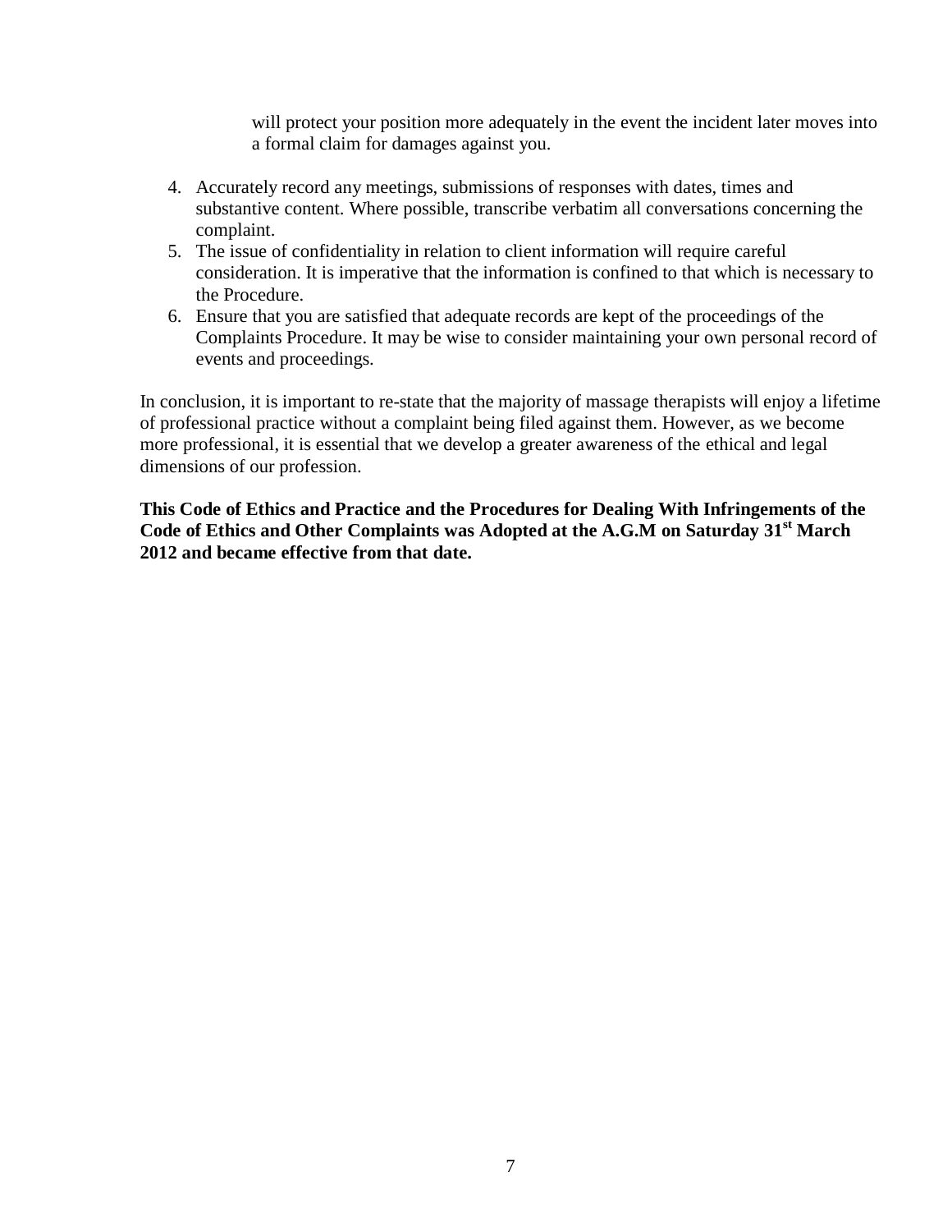will protect your position more adequately in the event the incident later moves into a formal claim for damages against you.

4. Accurately record any meetings, submissions of responses with dates, times and substantive content. Where possible, transcribe verbatim all conversations concerning the complaint.
5. The issue of confidentiality in relation to client information will require careful consideration. It is imperative that the information is confined to that which is necessary to the Procedure.
6. Ensure that you are satisfied that adequate records are kept of the proceedings of the Complaints Procedure. It may be wise to consider maintaining your own personal record of events and proceedings.

In conclusion, it is important to re-state that the majority of massage therapists will enjoy a lifetime of professional practice without a complaint being filed against them. However, as we become more professional, it is essential that we develop a greater awareness of the ethical and legal dimensions of our profession.

**This Code of Ethics and Practice and the Procedures for Dealing With Infringements of the Code of Ethics and Other Complaints was Adopted at the A.G.M on Saturday 31st March 2012 and became effective from that date.**